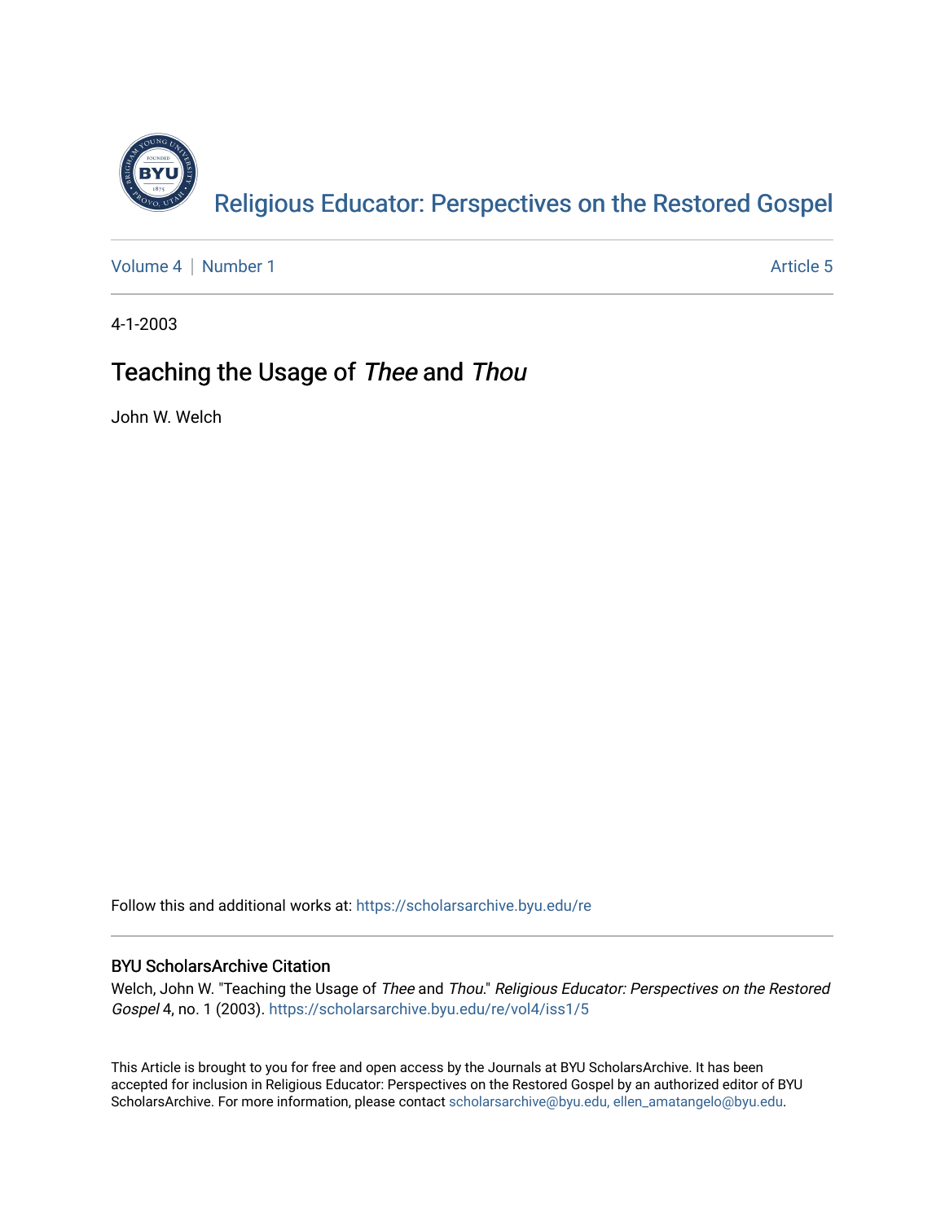Religious Educator: Perspectives on the Restored Gospel

Volume 4 | Number 1 Article 5

4-1-2003

# Teaching the Usage of *Thee* and *Thou*

John W. Welch

Follow this and additional works at: https://scholarsarchive.byu.edu/re

## BYU ScholarsArchive Citation

Welch, John W. "Teaching the Usage of *Thee* and *Thou*." *Religious Educator: Perspectives on the Restored Gospel* 4, no. 1 (2003). https://scholarsarchive.byu.edu/re/vol4/iss1/5

This Article is brought to you for free and open access by the Journals at BYU ScholarsArchive. It has been accepted for inclusion in Religious Educator: Perspectives on the Restored Gospel by an authorized editor of BYU ScholarsArchive. For more information, please contact scholarsarchive@byu.edu, ellen_amatangelo@byu.edu.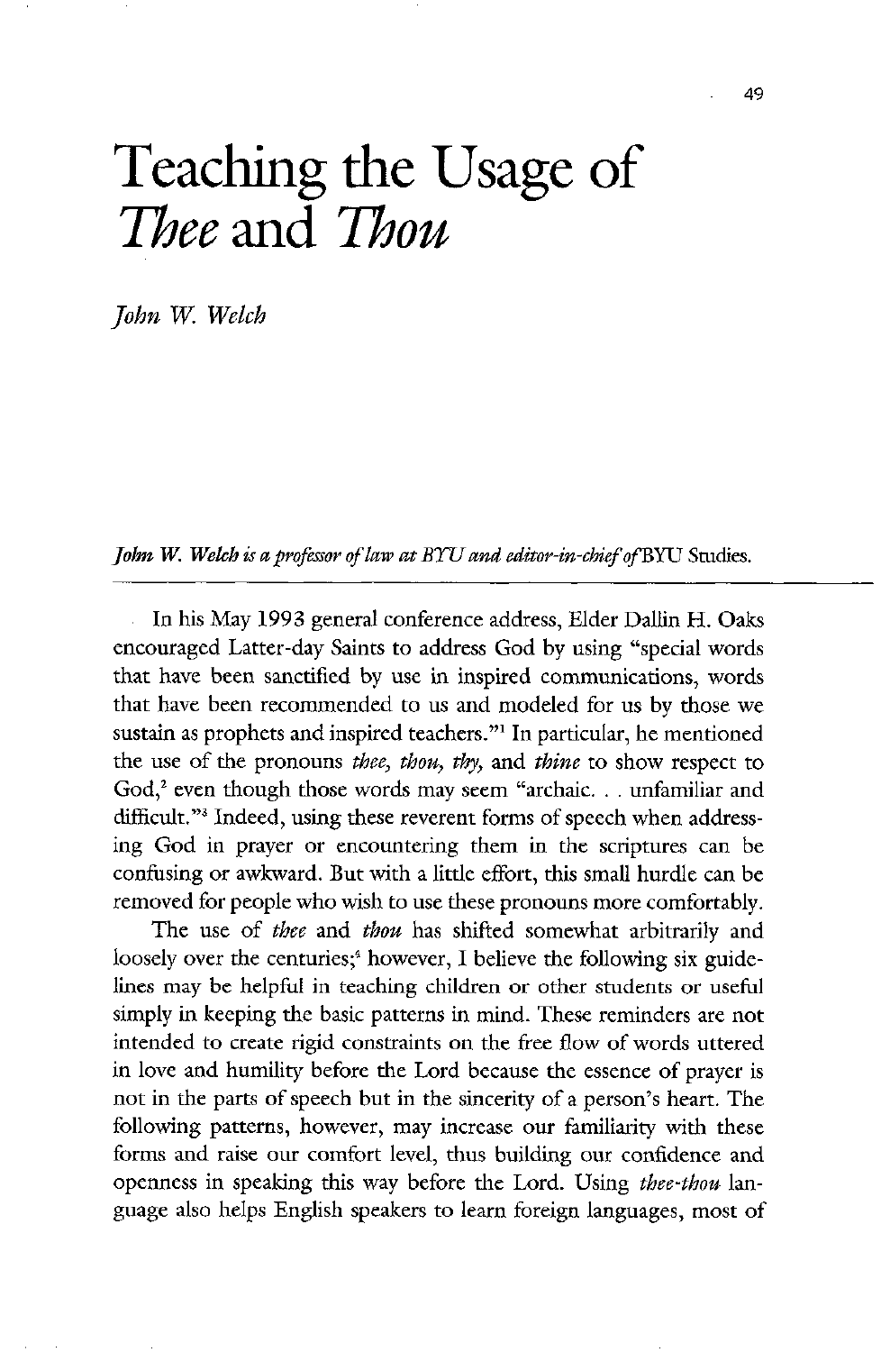# Teaching the Usage of *Thee* and *Thou*

*John W. Welch*

*John W. Welch is a professor of law at BYU and editor-in-chief of* BYU Studies.

---

In his May 1993 general conference address, Elder Dallin H. Oaks encouraged Latter-day Saints to address God by using "special words that have been sanctified by use in inspired communications, words that have been recommended to us and modeled for us by those we sustain as prophets and inspired teachers."[1] In particular, he mentioned the use of the pronouns *thee, thou, thy,* and *thine* to show respect to God,[2] even though those words may seem "archaic. . . unfamiliar and difficult."[3] Indeed, using these reverent forms of speech when addressing God in prayer or encountering them in the scriptures can be confusing or awkward. But with a little effort, this small hurdle can be removed for people who wish to use these pronouns more comfortably.

The use of *thee* and *thou* has shifted somewhat arbitrarily and loosely over the centuries;[4] however, I believe the following six guidelines may be helpful in teaching children or other students or useful simply in keeping the basic patterns in mind. These reminders are not intended to create rigid constraints on the free flow of words uttered in love and humility before the Lord because the essence of prayer is not in the parts of speech but in the sincerity of a person's heart. The following patterns, however, may increase our familiarity with these forms and raise our comfort level, thus building our confidence and openness in speaking this way before the Lord. Using *thee-thou* language also helps English speakers to learn foreign languages, most of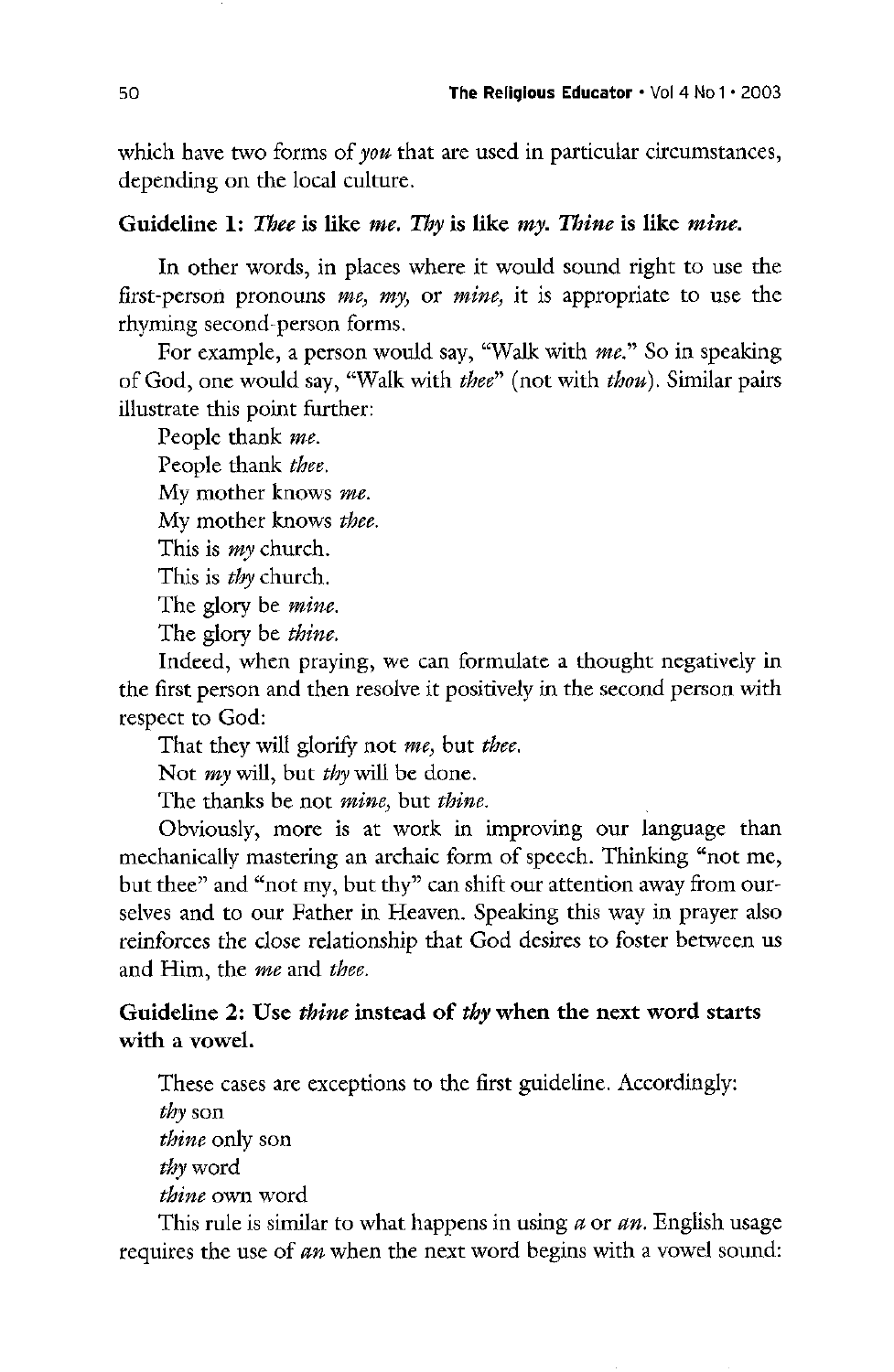which have two forms of *you* that are used in particular circumstances, depending on the local culture.

### Guideline 1: *Thee* is like *me*. *Thy* is like *my*. *Thine* is like *mine*.

In other words, in places where it would sound right to use the first-person pronouns *me, my,* or *mine,* it is appropriate to use the rhyming second-person forms.

For example, a person would say, "Walk with *me*." So in speaking of God, one would say, "Walk with *thee*" (not with *thou*). Similar pairs illustrate this point further:

People thank *me*.
People thank *thee*.
My mother knows *me*.
My mother knows *thee*.
This is *my* church.
This is *thy* church.
The glory be *mine*.
The glory be *thine*.

Indeed, when praying, we can formulate a thought negatively in the first person and then resolve it positively in the second person with respect to God:

That they will glorify not *me,* but *thee*.
Not *my* will, but *thy* will be done.
The thanks be not *mine,* but *thine*.

Obviously, more is at work in improving our language than mechanically mastering an archaic form of speech. Thinking "not me, but thee" and "not my, but thy" can shift our attention away from ourselves and to our Father in Heaven. Speaking this way in prayer also reinforces the close relationship that God desires to foster between us and Him, the *me* and *thee*.

### Guideline 2: Use *thine* instead of *thy* when the next word starts with a vowel.

These cases are exceptions to the first guideline. Accordingly:

*thy* son
*thine* only son
*thy* word
*thine* own word

This rule is similar to what happens in using *a* or *an*. English usage requires the use of *an* when the next word begins with a vowel sound: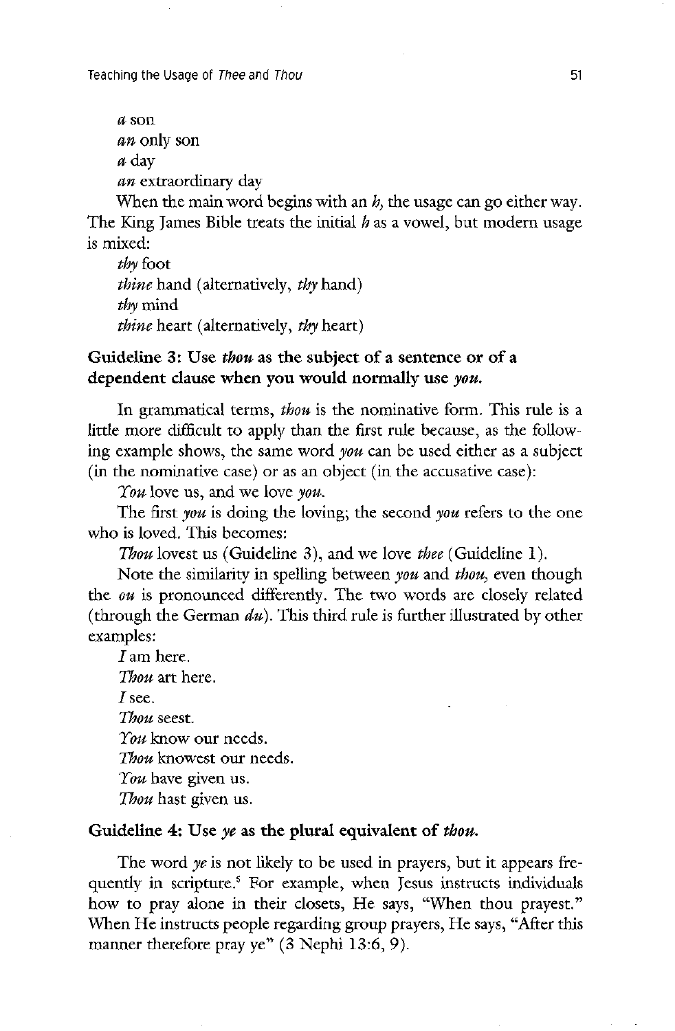*a* son
*an* only son
*a* day
*an* extraordinary day

When the main word begins with an *h,* the usage can go either way. The King James Bible treats the initial *h* as a vowel, but modern usage is mixed:

*thy* foot
*thine* hand (alternatively, *thy* hand)
*thy* mind
*thine* heart (alternatively, *thy* heart)

### Guideline 3: Use *thou* as the subject of a sentence or of a dependent clause when you would normally use *you.*

In grammatical terms, *thou* is the nominative form. This rule is a little more difficult to apply than the first rule because, as the following example shows, the same word *you* can be used either as a subject (in the nominative case) or as an object (in the accusative case):

*You* love us, and we love *you.*

The first *you* is doing the loving; the second *you* refers to the one who is loved. This becomes:

*Thou* lovest us (Guideline 3), and we love *thee* (Guideline 1).

Note the similarity in spelling between *you* and *thou,* even though the *ou* is pronounced differently. The two words are closely related (through the German *du*). This third rule is further illustrated by other examples:

*I* am here.
*Thou* art here.
*I* see.
*Thou* seest.
*You* know our needs.
*Thou* knowest our needs.
*You* have given us.
*Thou* hast given us.

### Guideline 4: Use *ye* as the plural equivalent of *thou.*

The word *ye* is not likely to be used in prayers, but it appears frequently in scripture.[5] For example, when Jesus instructs individuals how to pray alone in their closets, He says, "When thou prayest." When He instructs people regarding group prayers, He says, "After this manner therefore pray ye" (3 Nephi 13:6, 9).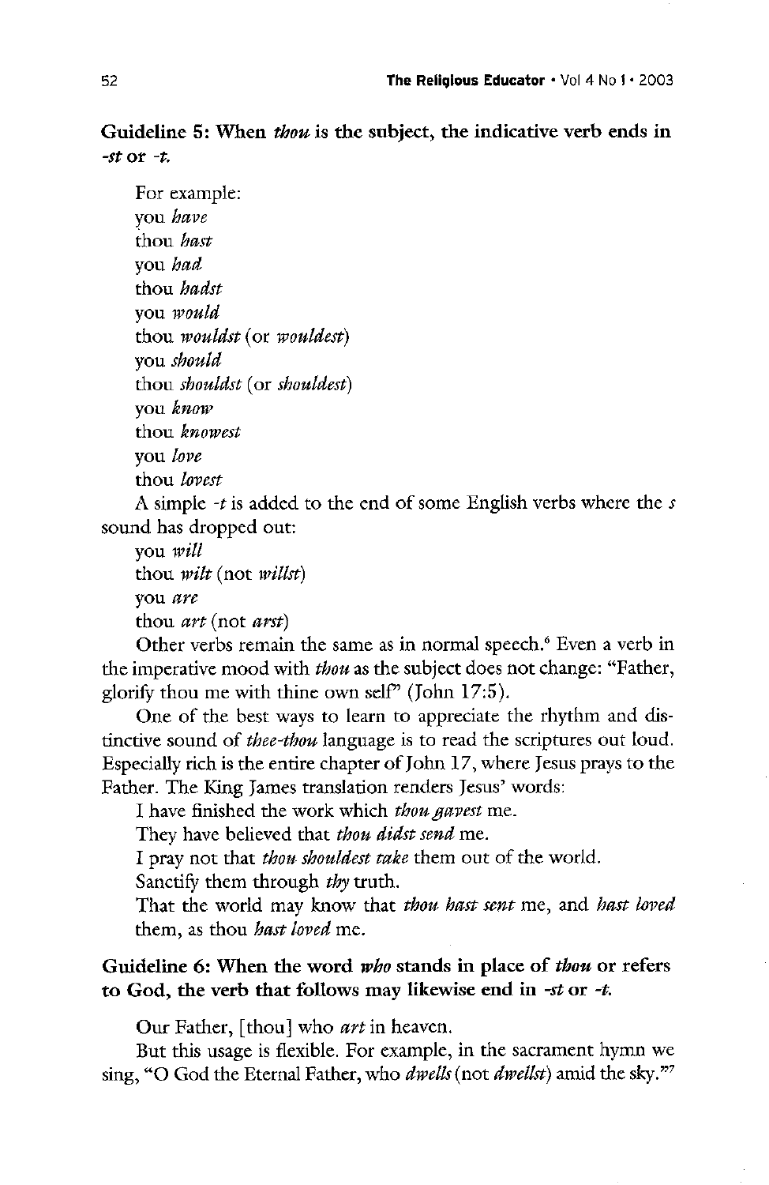**Guideline 5: When *thou* is the subject, the indicative verb ends in *-st* or *-t*.**

For example:
you *have*
thou *hast*
you *had*
thou *hadst*
you *would*
thou *wouldst* (or *wouldest*)
you *should*
thou *shouldst* (or *shouldest*)
you *know*
thou *knowest*
you *love*
thou *lovest*

A simple *-t* is added to the end of some English verbs where the *s* sound has dropped out:

you *will*
thou *wilt* (not *willst*)
you *are*
thou *art* (not *arst*)

Other verbs remain the same as in normal speech.[6] Even a verb in the imperative mood with *thou* as the subject does not change: "Father, glorify thou me with thine own self" (John 17:5).

One of the best ways to learn to appreciate the rhythm and distinctive sound of *thee-thou* language is to read the scriptures out loud. Especially rich is the entire chapter of John 17, where Jesus prays to the Father. The King James translation renders Jesus' words:

I have finished the work which *thou gavest* me.
They have believed that *thou didst send* me.
I pray not that *thou shouldest take* them out of the world.
Sanctify them through *thy* truth.
That the world may know that *thou hast sent* me, and *hast loved* them, as thou *hast loved* me.

**Guideline 6: When the word *who* stands in place of *thou* or refers to God, the verb that follows may likewise end in *-st* or *-t*.**

Our Father, [thou] who *art* in heaven.

But this usage is flexible. For example, in the sacrament hymn we sing, "O God the Eternal Father, who *dwells* (not *dwellst*) amid the sky."[7]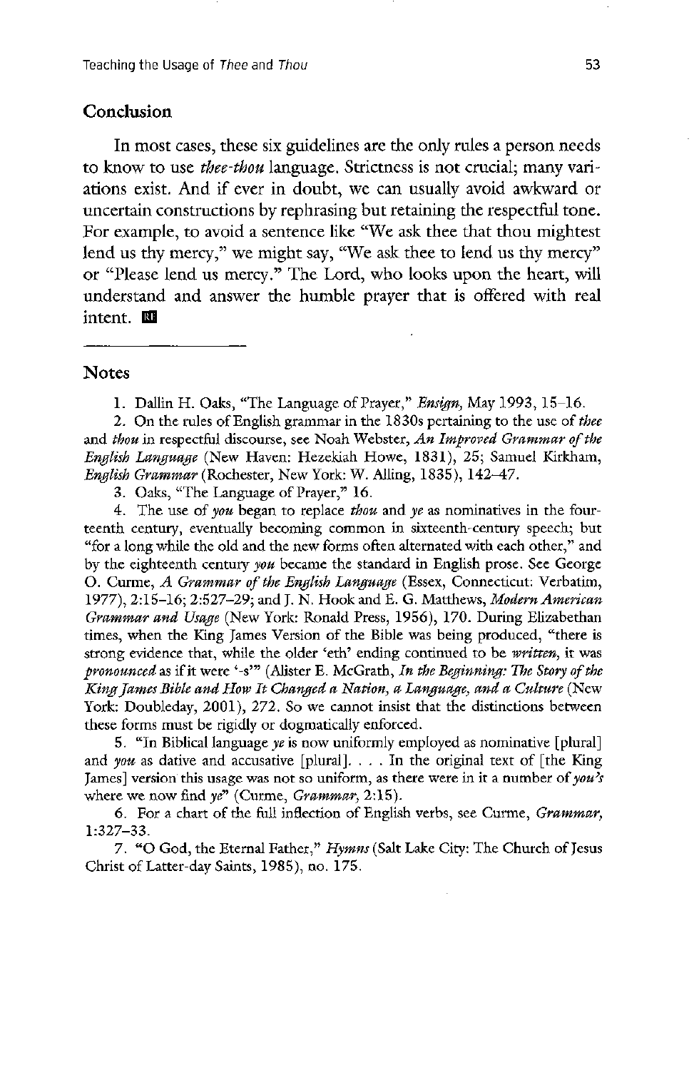## Conclusion

In most cases, these six guidelines are the only rules a person needs to know to use *thee-thou* language. Strictness is not crucial; many variations exist. And if ever in doubt, we can usually avoid awkward or uncertain constructions by rephrasing but retaining the respectful tone. For example, to avoid a sentence like "We ask thee that thou mightest lend us thy mercy," we might say, "We ask thee to lend us thy mercy" or "Please lend us mercy." The Lord, who looks upon the heart, will understand and answer the humble prayer that is offered with real intent.

---

## Notes

1. Dallin H. Oaks, "The Language of Prayer," *Ensign*, May 1993, 15–16.

2. On the rules of English grammar in the 1830s pertaining to the use of *thee* and *thou* in respectful discourse, see Noah Webster, *An Improved Grammar of the English Language* (New Haven: Hezekiah Howe, 1831), 25; Samuel Kirkham, *English Grammar* (Rochester, New York: W. Alling, 1835), 142–47.

3. Oaks, "The Language of Prayer," 16.

4. The use of *you* began to replace *thou* and *ye* as nominatives in the fourteenth century, eventually becoming common in sixteenth-century speech; but "for a long while the old and the new forms often alternated with each other," and by the eighteenth century *you* became the standard in English prose. See George O. Curme, *A Grammar of the English Language* (Essex, Connecticut: Verbatim, 1977), 2:15–16; 2:527–29; and J. N. Hook and E. G. Matthews, *Modern American Grammar and Usage* (New York: Ronald Press, 1956), 170. During Elizabethan times, when the King James Version of the Bible was being produced, "there is strong evidence that, while the older 'eth' ending continued to be *written*, it was *pronounced* as if it were '-s'" (Alister E. McGrath, *In the Beginning: The Story of the King James Bible and How It Changed a Nation, a Language, and a Culture* (New York: Doubleday, 2001), 272. So we cannot insist that the distinctions between these forms must be rigidly or dogmatically enforced.

5. "In Biblical language *ye* is now uniformly employed as nominative [plural] and *you* as dative and accusative [plural]. . . . In the original text of [the King James] version this usage was not so uniform, as there were in it a number of *you's* where we now find *ye*" (Curme, *Grammar*, 2:15).

6. For a chart of the full inflection of English verbs, see Curme, *Grammar*, 1:327–33.

7. "O God, the Eternal Father," *Hymns* (Salt Lake City: The Church of Jesus Christ of Latter-day Saints, 1985), no. 175.